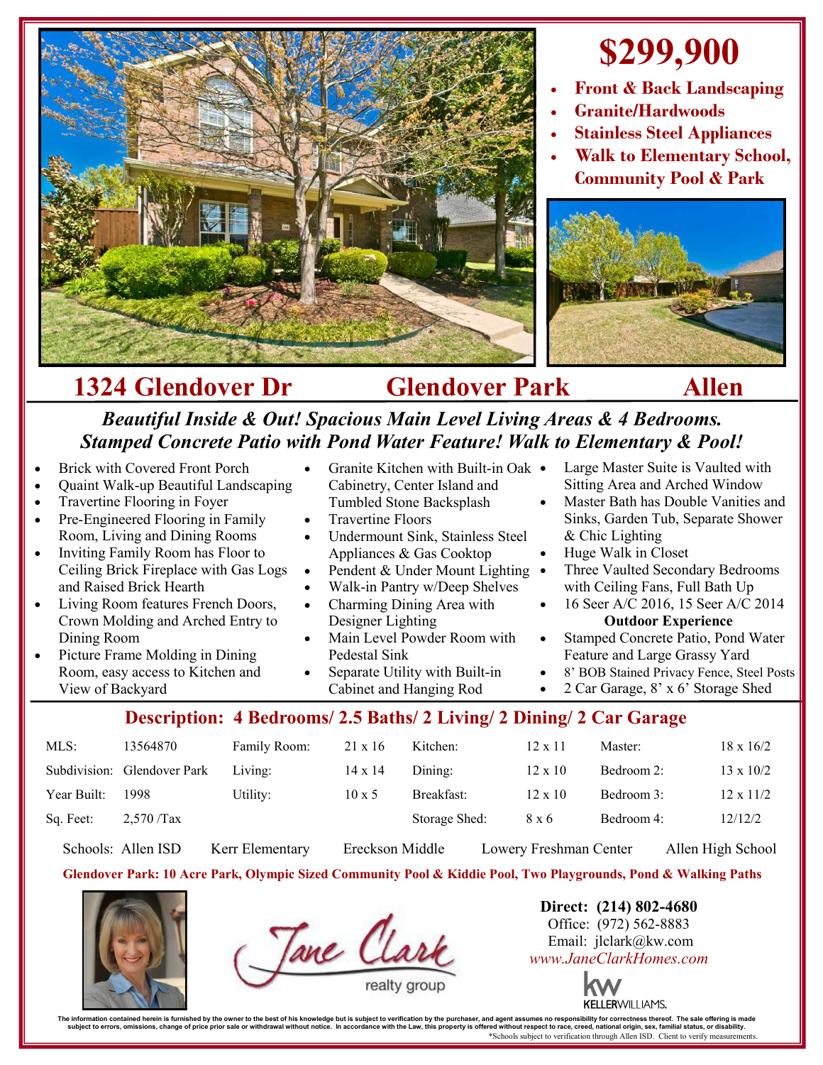# $299,900

- **Front & Back Landscaping**
- **Granite/Hardwoods**
- **Stainless Steel Appliances**
- **Walk to Elementary School, Community Pool & Park**

## 1324 Glendover Dr — Glendover Park — Allen

***Beautiful Inside & Out! Spacious Main Level Living Areas & 4 Bedrooms. Stamped Concrete Patio with Pond Water Feature! Walk to Elementary & Pool!***

- Brick with Covered Front Porch
- Quaint Walk-up Beautiful Landscaping
- Travertine Flooring in Foyer
- Pre-Engineered Flooring in Family Room, Living and Dining Rooms
- Inviting Family Room has Floor to Ceiling Brick Fireplace with Gas Logs and Raised Brick Hearth
- Living Room features French Doors, Crown Molding and Arched Entry to Dining Room
- Picture Frame Molding in Dining Room, easy access to Kitchen and View of Backyard
- Granite Kitchen with Built-in Oak Cabinetry, Center Island and Tumbled Stone Backsplash
- Travertine Floors
- Undermount Sink, Stainless Steel Appliances & Gas Cooktop
- Pendent & Under Mount Lighting
- Walk-in Pantry w/Deep Shelves
- Charming Dining Area with Designer Lighting
- Main Level Powder Room with Pedestal Sink
- Separate Utility with Built-in Cabinet and Hanging Rod
- Large Master Suite is Vaulted with Sitting Area and Arched Window
- Master Bath has Double Vanities and Sinks, Garden Tub, Separate Shower & Chic Lighting
- Huge Walk in Closet
- Three Vaulted Secondary Bedrooms with Ceiling Fans, Full Bath Up
- 16 Seer A/C 2016, 15 Seer A/C 2014

**Outdoor Experience**

- Stamped Concrete Patio, Pond Water Feature and Large Grassy Yard
- 8' BOB Stained Privacy Fence, Steel Posts
- 2 Car Garage, 8' x 6' Storage Shed

## Description: 4 Bedrooms/ 2.5 Baths/ 2 Living/ 2 Dining/ 2 Car Garage

| | | | | | | | |
|---|---|---|---|---|---|---|---|
| MLS: | 13564870 | Family Room: | 21 x 16 | Kitchen: | 12 x 11 | Master: | 18 x 16/2 |
| Subdivision: | Glendover Park | Living: | 14 x 14 | Dining: | 12 x 10 | Bedroom 2: | 13 x 10/2 |
| Year Built: | 1998 | Utility: | 10 x 5 | Breakfast: | 12 x 10 | Bedroom 3: | 12 x 11/2 |
| Sq. Feet: | 2,570 /Tax | | | Storage Shed: | 8 x 6 | Bedroom 4: | 12/12/2 |

Schools: Allen ISD — Kerr Elementary — Ereckson Middle — Lowery Freshman Center — Allen High School

**Glendover Park: 10 Acre Park, Olympic Sized Community Pool & Kiddie Pool, Two Playgrounds, Pond & Walking Paths**

Jane Clark realty group

**Direct: (214) 802-4680**
Office: (972) 562-8883
Email: jlclark@kw.com
*www.JaneClarkHomes.com*

KELLERWILLIAMS.

The information contained herein is furnished by the owner to the best of his knowledge but is subject to verification by the purchaser, and agent assumes no responsibility for correctness thereof. The sale offering is made subject to errors, omissions, change of price prior sale or withdrawal without notice. In accordance with the Law, this property is offered without respect to race, creed, national origin, sex, familial status, or disability.

*Schools subject to verification through Allen ISD. Client to verify measurements.